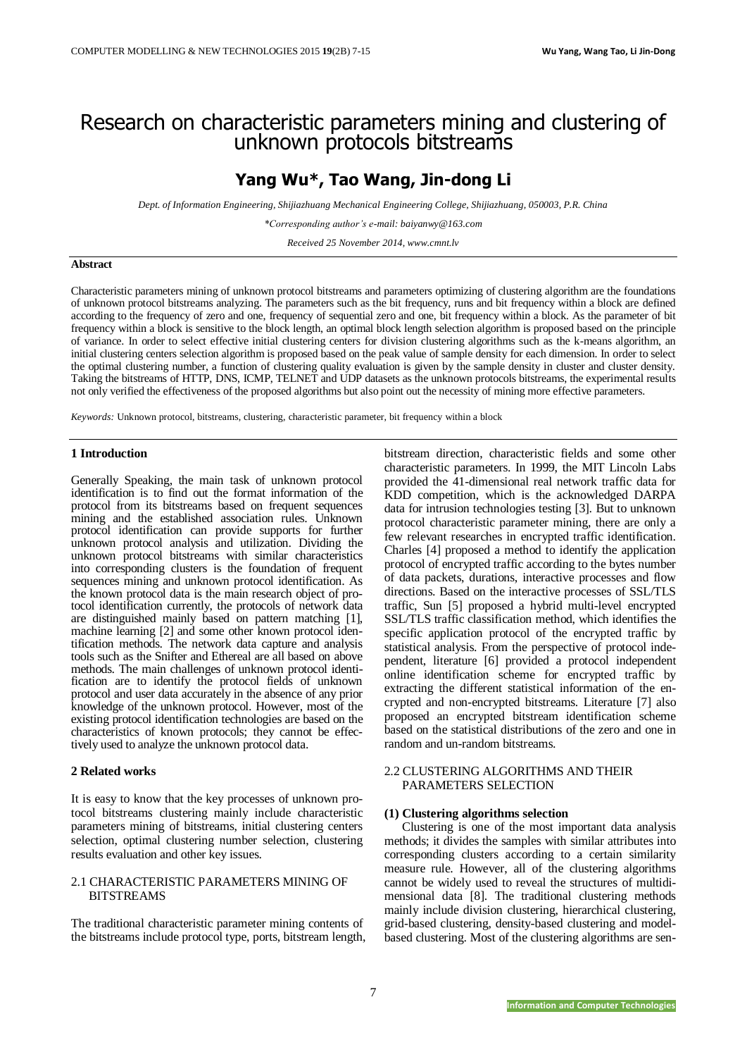# Research on characteristic parameters mining and clustering of unknown protocols bitstreams

## Yang Wu*, Tao Wang, Jin-dong Li

*Dept. of Information Engineering, Shijiazhuang Mechanical Engineering College, Shijiazhuang, 050003, P.R. China*

*\*Corresponding author's e-mail: baiyanwy@163.com*

*Received 25 November 2014, www.cmnt.lv*

**Abstract**

Characteristic parameters mining of unknown protocol bitstreams and parameters optimizing of clustering algorithm are the foundations of unknown protocol bitstreams analyzing. The parameters such as the bit frequency, runs and bit frequency within a block are defined according to the frequency of zero and one, frequency of sequential zero and one, bit frequency within a block. As the parameter of bit frequency within a block is sensitive to the block length, an optimal block length selection algorithm is proposed based on the principle of variance. In order to select effective initial clustering centers for division clustering algorithms such as the k-means algorithm, an initial clustering centers selection algorithm is proposed based on the peak value of sample density for each dimension. In order to select the optimal clustering number, a function of clustering quality evaluation is given by the sample density in cluster and cluster density. Taking the bitstreams of HTTP, DNS, ICMP, TELNET and UDP datasets as the unknown protocols bitstreams, the experimental results not only verified the effectiveness of the proposed algorithms but also point out the necessity of mining more effective parameters.

*Keywords:* Unknown protocol, bitstreams, clustering, characteristic parameter, bit frequency within a block

## 1 Introduction

Generally Speaking, the main task of unknown protocol identification is to find out the format information of the protocol from its bitstreams based on frequent sequences mining and the established association rules. Unknown protocol identification can provide supports for further unknown protocol analysis and utilization. Dividing the unknown protocol bitstreams with similar characteristics into corresponding clusters is the foundation of frequent sequences mining and unknown protocol identification. As the known protocol data is the main research object of protocol identification currently, the protocols of network data are distinguished mainly based on pattern matching [1], machine learning [2] and some other known protocol identification methods. The network data capture and analysis tools such as the Snifter and Ethereal are all based on above methods. The main challenges of unknown protocol identification are to identify the protocol fields of unknown protocol and user data accurately in the absence of any prior knowledge of the unknown protocol. However, most of the existing protocol identification technologies are based on the characteristics of known protocols; they cannot be effectively used to analyze the unknown protocol data.

## 2 Related works

It is easy to know that the key processes of unknown protocol bitstreams clustering mainly include characteristic parameters mining of bitstreams, initial clustering centers selection, optimal clustering number selection, clustering results evaluation and other key issues.

### 2.1 CHARACTERISTIC PARAMETERS MINING OF BITSTREAMS

The traditional characteristic parameter mining contents of the bitstreams include protocol type, ports, bitstream length, bitstream direction, characteristic fields and some other characteristic parameters. In 1999, the MIT Lincoln Labs provided the 41-dimensional real network traffic data for KDD competition, which is the acknowledged DARPA data for intrusion technologies testing [3]. But to unknown protocol characteristic parameter mining, there are only a few relevant researches in encrypted traffic identification. Charles [4] proposed a method to identify the application protocol of encrypted traffic according to the bytes number of data packets, durations, interactive processes and flow directions. Based on the interactive processes of SSL/TLS traffic, Sun [5] proposed a hybrid multi-level encrypted SSL/TLS traffic classification method, which identifies the specific application protocol of the encrypted traffic by statistical analysis. From the perspective of protocol independent, literature [6] provided a protocol independent online identification scheme for encrypted traffic by extracting the different statistical information of the encrypted and non-encrypted bitstreams. Literature [7] also proposed an encrypted bitstream identification scheme based on the statistical distributions of the zero and one in random and un-random bitstreams.

### 2.2 CLUSTERING ALGORITHMS AND THEIR PARAMETERS SELECTION

**(1) Clustering algorithms selection**

Clustering is one of the most important data analysis methods; it divides the samples with similar attributes into corresponding clusters according to a certain similarity measure rule. However, all of the clustering algorithms cannot be widely used to reveal the structures of multidimensional data [8]. The traditional clustering methods mainly include division clustering, hierarchical clustering, grid-based clustering, density-based clustering and model-based clustering. Most of the clustering algorithms are sen-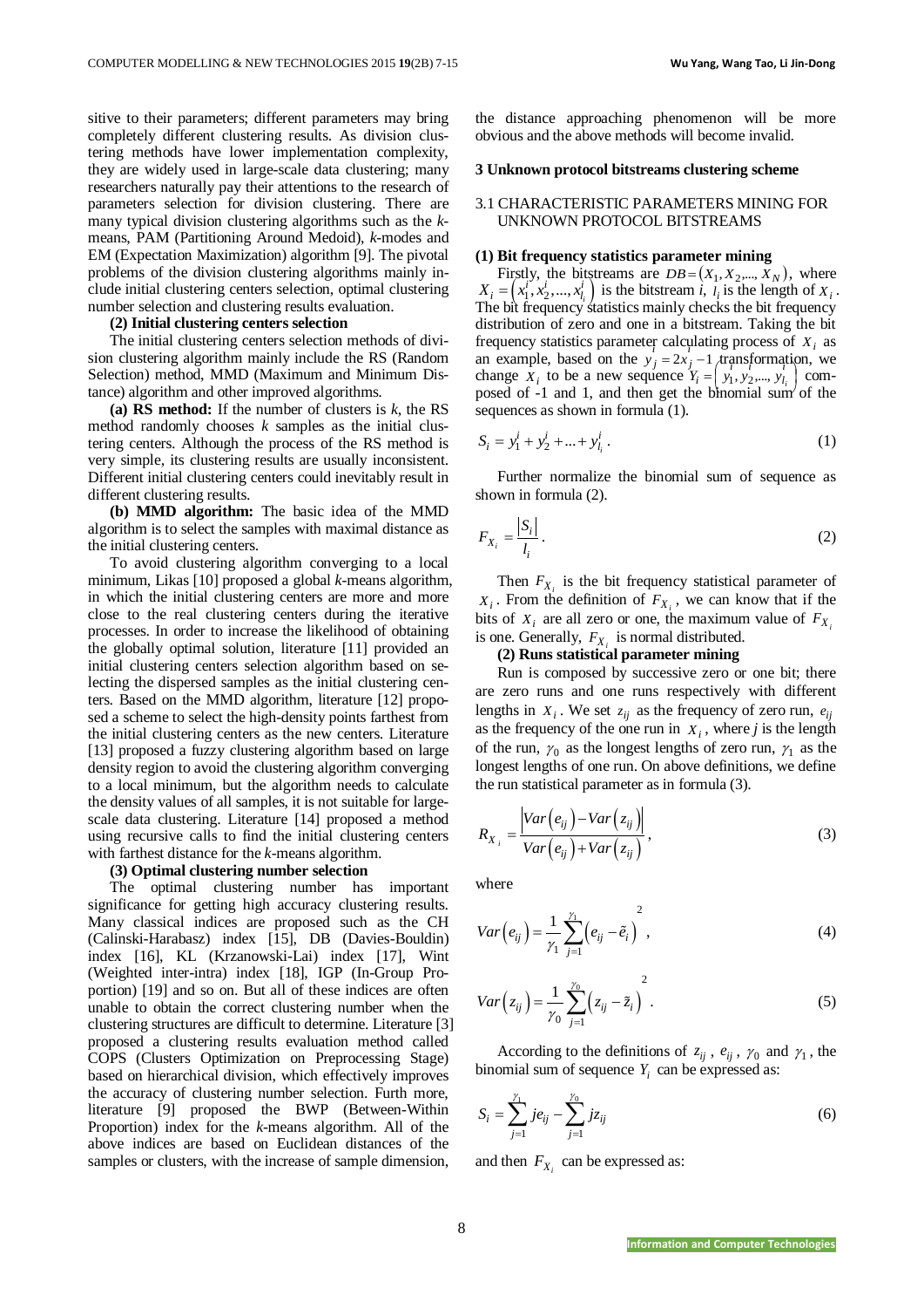sitive to their parameters; different parameters may bring completely different clustering results. As division clustering methods have lower implementation complexity, they are widely used in large-scale data clustering; many researchers naturally pay their attentions to the research of parameters selection for division clustering. There are many typical division clustering algorithms such as the *k*-means, PAM (Partitioning Around Medoid), *k*-modes and EM (Expectation Maximization) algorithm [9]. The pivotal problems of the division clustering algorithms mainly include initial clustering centers selection, optimal clustering number selection and clustering results evaluation.

**(2) Initial clustering centers selection**

The initial clustering centers selection methods of division clustering algorithm mainly include the RS (Random Selection) method, MMD (Maximum and Minimum Distance) algorithm and other improved algorithms.

**(a) RS method:** If the number of clusters is *k*, the RS method randomly chooses *k* samples as the initial clustering centers. Although the process of the RS method is very simple, its clustering results are usually inconsistent. Different initial clustering centers could inevitably result in different clustering results.

**(b) MMD algorithm:** The basic idea of the MMD algorithm is to select the samples with maximal distance as the initial clustering centers.

To avoid clustering algorithm converging to a local minimum, Likas [10] proposed a global *k*-means algorithm, in which the initial clustering centers are more and more close to the real clustering centers during the iterative processes. In order to increase the likelihood of obtaining the globally optimal solution, literature [11] provided an initial clustering centers selection algorithm based on selecting the dispersed samples as the initial clustering centers. Based on the MMD algorithm, literature [12] proposed a scheme to select the high-density points farthest from the initial clustering centers as the new centers. Literature [13] proposed a fuzzy clustering algorithm based on large density region to avoid the clustering algorithm converging to a local minimum, but the algorithm needs to calculate the density values of all samples, it is not suitable for large-scale data clustering. Literature [14] proposed a method using recursive calls to find the initial clustering centers with farthest distance for the *k*-means algorithm.

**(3) Optimal clustering number selection**

The optimal clustering number has important significance for getting high accuracy clustering results. Many classical indices are proposed such as the CH (Calinski-Harabasz) index [15], DB (Davies-Bouldin) index [16], KL (Krzanowski-Lai) index [17], Wint (Weighted inter-intra) index [18], IGP (In-Group Proportion) [19] and so on. But all of these indices are often unable to obtain the correct clustering number when the clustering structures are difficult to determine. Literature [3] proposed a clustering results evaluation method called COPS (Clusters Optimization on Preprocessing Stage) based on hierarchical division, which effectively improves the accuracy of clustering number selection. Furth more, literature [9] proposed the BWP (Between-Within Proportion) index for the *k*-means algorithm. All of the above indices are based on Euclidean distances of the samples or clusters, with the increase of sample dimension, the distance approaching phenomenon will be more obvious and the above methods will become invalid.

## 3 Unknown protocol bitstreams clustering scheme

### 3.1 CHARACTERISTIC PARAMETERS MINING FOR UNKNOWN PROTOCOL BITSTREAMS

**(1) Bit frequency statistics parameter mining**

Firstly, the bitstreams are $DB=(X_1, X_2,..., X_N)$, where $X_i=\left(x_1^i, x_2^i,..., x_{l_i}^i\right)$ is the bitstream *i*, $l_i$ is the length of $X_i$. The bit frequency statistics mainly checks the bit frequency distribution of zero and one in a bitstream. Taking the bit frequency statistics parameter calculating process of $X_i$ as an example, based on the $y_j=2x_j-1$ transformation, we change $X_i$ to be a new sequence $Y_i=\left(y_1^i, y_2^i,..., y_{l_i}^i\right)$ composed of -1 and 1, and then get the binomial sum of the sequences as shown in formula (1).

$$S_i = y_1^i + y_2^i + ... + y_{l_i}^i . \tag{1}$$

Further normalize the binomial sum of sequence as shown in formula (2).

$$F_{X_i} = \frac{|S_i|}{l_i} . \tag{2}$$

Then $F_{X_i}$ is the bit frequency statistical parameter of $X_i$. From the definition of $F_{X_i}$, we can know that if the bits of $X_i$ are all zero or one, the maximum value of $F_{X_i}$ is one. Generally, $F_{X_i}$ is normal distributed.

**(2) Runs statistical parameter mining**

Run is composed by successive zero or one bit; there are zero runs and one runs respectively with different lengths in $X_i$. We set $z_{ij}$ as the frequency of zero run, $e_{ij}$ as the frequency of the one run in $X_i$, where *j* is the length of the run, $\gamma_0$ as the longest lengths of zero run, $\gamma_1$ as the longest lengths of one run. On above definitions, we define the run statistical parameter as in formula (3).

$$R_{X_i} = \frac{\left|Var\left(e_{ij}\right) - Var\left(z_{ij}\right)\right|}{Var\left(e_{ij}\right) + Var\left(z_{ij}\right)} , \tag{3}$$

where

$$Var\left(e_{ij}\right) = \frac{1}{\gamma_1}\sum_{j=1}^{\gamma_1}\left(e_{ij} - \tilde{e}_i\right)^2 , \tag{4}$$

$$Var\left(z_{ij}\right) = \frac{1}{\gamma_0}\sum_{j=1}^{\gamma_0}\left(z_{ij} - \tilde{z}_i\right)^2 . \tag{5}$$

According to the definitions of $z_{ij}$, $e_{ij}$, $\gamma_0$ and $\gamma_1$, the binomial sum of sequence $Y_i$ can be expressed as:

$$S_i = \sum_{j=1}^{\gamma_1} je_{ij} - \sum_{j=1}^{\gamma_0} jz_{ij} \tag{6}$$

and then $F_{X_i}$ can be expressed as: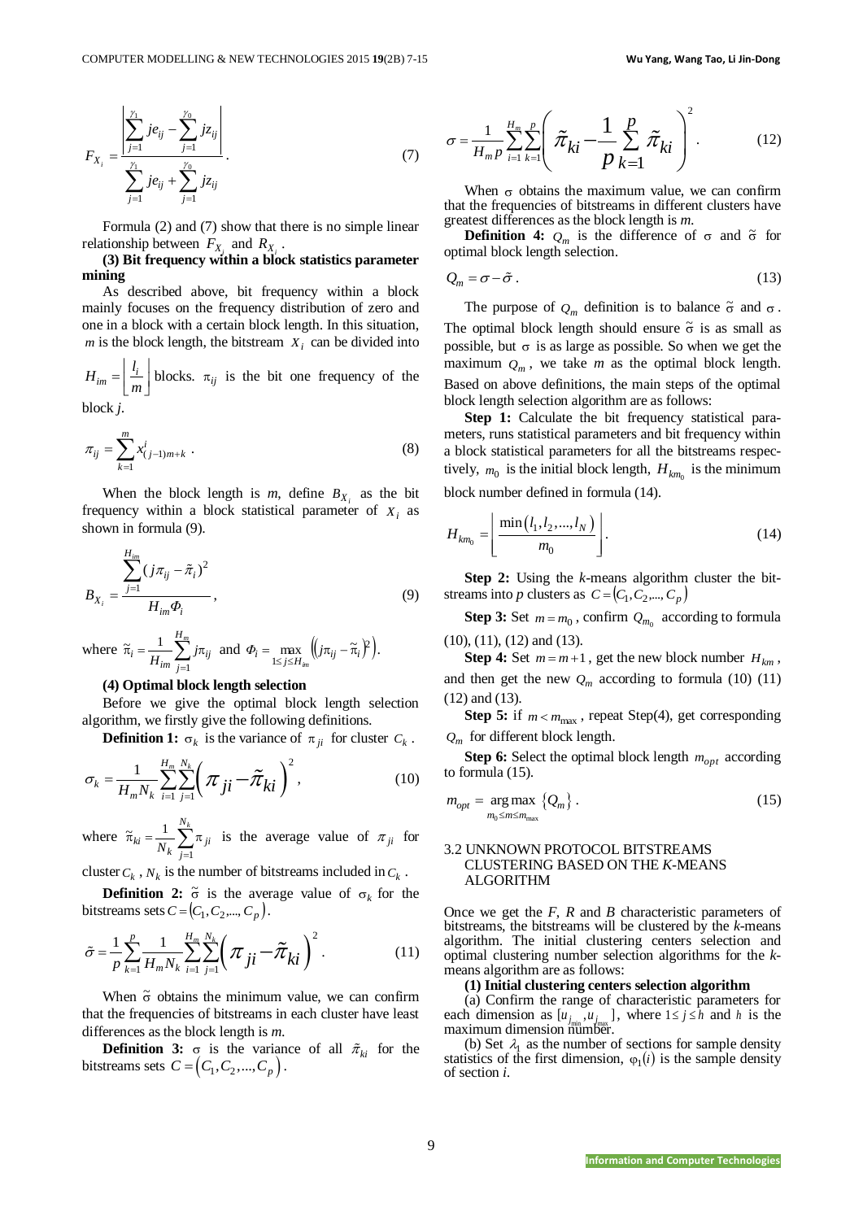$$F_{X_i} = \frac{\left| \sum_{j=1}^{\gamma_1} je_{ij} - \sum_{j=1}^{\gamma_0} jz_{ij} \right|}{\sum_{j=1}^{\gamma_1} je_{ij} + \sum_{j=1}^{\gamma_0} jz_{ij}}. \tag{7}$$

Formula (2) and (7) show that there is no simple linear relationship between $F_{X_i}$ and $R_{X_i}$.

**(3) Bit frequency within a block statistics parameter mining**

As described above, bit frequency within a block mainly focuses on the frequency distribution of zero and one in a block with a certain block length. In this situation, $m$ is the block length, the bitstream $X_i$ can be divided into $H_{im} = \left\lfloor \frac{l_i}{m} \right\rfloor$ blocks. $\pi_{ij}$ is the bit one frequency of the block $j$.

$$\pi_{ij} = \sum_{k=1}^{m} x^{i}_{(j-1)m+k}. \tag{8}$$

When the block length is $m$, define $B_{X_i}$ as the bit frequency within a block statistical parameter of $X_i$ as shown in formula (9).

$$B_{X_i} = \frac{\sum_{j=1}^{H_{im}} (j\pi_{ij} - \tilde{\pi}_i)^2}{H_{im}\Phi_i}, \tag{9}$$

where $\tilde{\pi}_i = \frac{1}{H_{im}} \sum_{j=1}^{H_m} j\pi_{ij}$ and $\Phi_i = \max_{1 \le j \le H_{im}} \left( (j\pi_{ij} - \tilde{\pi}_i)^2 \right)$.

**(4) Optimal block length selection**

Before we give the optimal block length selection algorithm, we firstly give the following definitions.

**Definition 1:** $\sigma_k$ is the variance of $\pi_{ji}$ for cluster $C_k$.

$$\sigma_k = \frac{1}{H_m N_k} \sum_{i=1}^{H_m} \sum_{j=1}^{N_k} \left( \pi_{ji} - \tilde{\pi}_{ki} \right)^2, \tag{10}$$

where $\tilde{\pi}_{ki} = \frac{1}{N_k} \sum_{j=1}^{N_k} \pi_{ji}$ is the average value of $\pi_{ji}$ for cluster $C_k$, $N_k$ is the number of bitstreams included in $C_k$.

**Definition 2:** $\tilde{\sigma}$ is the average value of $\sigma_k$ for the bitstreams sets $C = (C_1, C_2, ..., C_p)$.

$$\tilde{\sigma} = \frac{1}{p} \sum_{k=1}^{p} \frac{1}{H_m N_k} \sum_{i=1}^{H_m} \sum_{j=1}^{N_k} \left( \pi_{ji} - \tilde{\pi}_{ki} \right)^2. \tag{11}$$

When $\tilde{\sigma}$ obtains the minimum value, we can confirm that the frequencies of bitstreams in each cluster have least differences as the block length is $m$.

**Definition 3:** $\sigma$ is the variance of all $\tilde{\pi}_{ki}$ for the bitstreams sets $C = (C_1, C_2, ..., C_p)$.

$$\sigma = \frac{1}{H_m p} \sum_{i=1}^{H_m} \sum_{k=1}^{p} \left( \tilde{\pi}_{ki} - \frac{1}{p} \sum_{k=1}^{p} \tilde{\pi}_{ki} \right)^2. \tag{12}$$

When $\sigma$ obtains the maximum value, we can confirm that the frequencies of bitstreams in different clusters have greatest differences as the block length is $m$.

**Definition 4:** $Q_m$ is the difference of $\sigma$ and $\tilde{\sigma}$ for optimal block length selection.

$$Q_m = \sigma - \tilde{\sigma}. \tag{13}$$

The purpose of $Q_m$ definition is to balance $\tilde{\sigma}$ and $\sigma$. The optimal block length should ensure $\tilde{\sigma}$ is as small as possible, but $\sigma$ is as large as possible. So when we get the maximum $Q_m$, we take $m$ as the optimal block length. Based on above definitions, the main steps of the optimal block length selection algorithm are as follows:

**Step 1:** Calculate the bit frequency statistical parameters, runs statistical parameters and bit frequency within a block statistical parameters for all the bitstreams respectively, $m_0$ is the initial block length, $H_{km_0}$ is the minimum block number defined in formula (14).

$$H_{km_0} = \left\lfloor \frac{\min(l_1, l_2, ..., l_N)}{m_0} \right\rfloor. \tag{14}$$

**Step 2:** Using the $k$-means algorithm cluster the bitstreams into $p$ clusters as $C = (C_1, C_2, ..., C_p)$

**Step 3:** Set $m = m_0$, confirm $Q_{m_0}$ according to formula (10), (11), (12) and (13).

**Step 4:** Set $m = m+1$, get the new block number $H_{km}$, and then get the new $Q_m$ according to formula (10) (11) (12) and (13).

**Step 5:** if $m < m_{\max}$, repeat Step(4), get corresponding $Q_m$ for different block length.

**Step 6:** Select the optimal block length $m_{opt}$ according to formula (15).

$$m_{opt} = \underset{m_0 \le m \le m_{\max}}{\arg\max} \{Q_m\}. \tag{15}$$

### 3.2 UNKNOWN PROTOCOL BITSTREAMS CLUSTERING BASED ON THE *K*-MEANS ALGORITHM

Once we get the *F*, *R* and *B* characteristic parameters of bitstreams, the bitstreams will be clustered by the *k*-means algorithm. The initial clustering centers selection and optimal clustering number selection algorithms for the *k*-means algorithm are as follows:

**(1) Initial clustering centers selection algorithm**

(a) Confirm the range of characteristic parameters for each dimension as $[u_{j_{\min}}, u_{j_{\max}}]$, where $1 \le j \le h$ and $h$ is the maximum dimension number.

(b) Set $\lambda_1$ as the number of sections for sample density statistics of the first dimension, $\varphi_1(i)$ is the sample density of section $i$.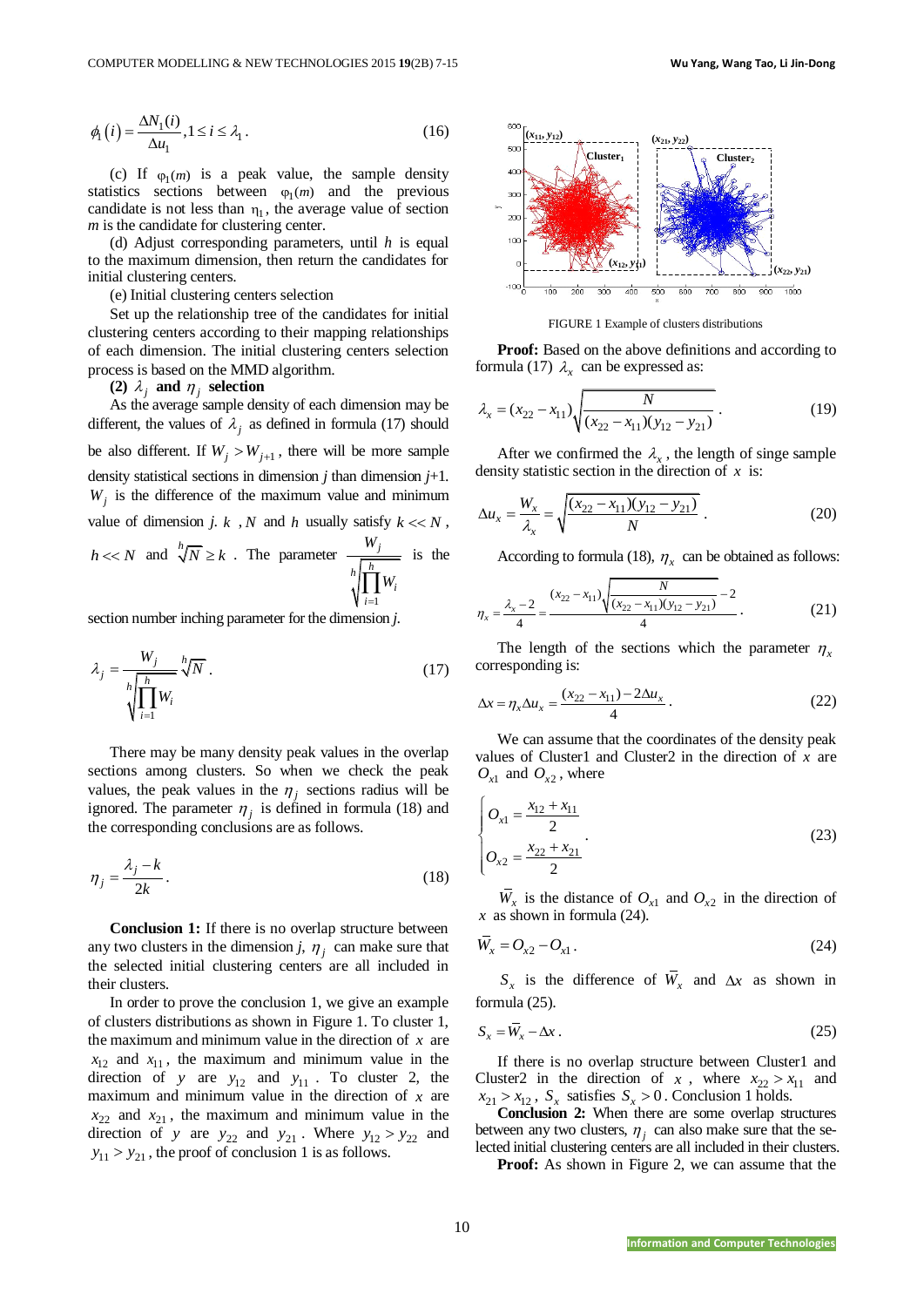$$\phi_1(i) = \frac{\Delta N_1(i)}{\Delta u_1}, 1 \le i \le \lambda_1 . \tag{16}$$

(c) If $\varphi_1(m)$ is a peak value, the sample density statistics sections between $\varphi_1(m)$ and the previous candidate is not less than $\eta_1$, the average value of section $m$ is the candidate for clustering center.

(d) Adjust corresponding parameters, until $h$ is equal to the maximum dimension, then return the candidates for initial clustering centers.

(e) Initial clustering centers selection

Set up the relationship tree of the candidates for initial clustering centers according to their mapping relationships of each dimension. The initial clustering centers selection process is based on the MMD algorithm.

**(2) $\lambda_j$ and $\eta_j$ selection**

As the average sample density of each dimension may be different, the values of $\lambda_j$ as defined in formula (17) should be also different. If $W_j > W_{j+1}$, there will be more sample density statistical sections in dimension $j$ than dimension $j$+1. $W_j$ is the difference of the maximum value and minimum value of dimension $j$. $k$ , $N$ and $h$ usually satisfy $k << N$, $h << N$ and $\sqrt[h]{N} \ge k$ . The parameter $\frac{W_j}{\sqrt[h]{\prod_{i=1}^{h} W_i}}$ is the section number inching parameter for the dimension $j$.

$$\lambda_j = \frac{W_j}{\sqrt[h]{\prod_{i=1}^{h} W_i}} \sqrt[h]{N} . \tag{17}$$

There may be many density peak values in the overlap sections among clusters. So when we check the peak values, the peak values in the $\eta_j$ sections radius will be ignored. The parameter $\eta_j$ is defined in formula (18) and the corresponding conclusions are as follows.

$$\eta_j = \frac{\lambda_j - k}{2k} . \tag{18}$$

**Conclusion 1:** If there is no overlap structure between any two clusters in the dimension $j$, $\eta_j$ can make sure that the selected initial clustering centers are all included in their clusters.

In order to prove the conclusion 1, we give an example of clusters distributions as shown in Figure 1. To cluster 1, the maximum and minimum value in the direction of $x$ are $x_{12}$ and $x_{11}$, the maximum and minimum value in the direction of $y$ are $y_{12}$ and $y_{11}$ . To cluster 2, the maximum and minimum value in the direction of $x$ are $x_{22}$ and $x_{21}$, the maximum and minimum value in the direction of $y$ are $y_{22}$ and $y_{21}$ . Where $y_{12} > y_{22}$ and $y_{11} > y_{21}$, the proof of conclusion 1 is as follows.

FIGURE 1 Example of clusters distributions

**Proof:** Based on the above definitions and according to formula (17) $\lambda_x$ can be expressed as:

$$\lambda_x = (x_{22} - x_{11}) \sqrt{\frac{N}{(x_{22} - x_{11})(y_{12} - y_{21})}} . \tag{19}$$

After we confirmed the $\lambda_x$, the length of singe sample density statistic section in the direction of $x$ is:

$$\Delta u_x = \frac{W_x}{\lambda_x} = \sqrt{\frac{(x_{22} - x_{11})(y_{12} - y_{21})}{N}} . \tag{20}$$

According to formula (18), $\eta_x$ can be obtained as follows:

$$\eta_x = \frac{\lambda_x - 2}{4} = \frac{(x_{22} - x_{11})\sqrt{\frac{N}{(x_{22} - x_{11})(y_{12} - y_{21})}} - 2}{4} . \tag{21}$$

The length of the sections which the parameter $\eta_x$ corresponding is:

$$\Delta x = \eta_x \Delta u_x = \frac{(x_{22} - x_{11}) - 2\Delta u_x}{4} . \tag{22}$$

We can assume that the coordinates of the density peak values of Cluster1 and Cluster2 in the direction of $x$ are $O_{x1}$ and $O_{x2}$, where

$$\begin{cases} O_{x1} = \dfrac{x_{12} + x_{11}}{2} \\ O_{x2} = \dfrac{x_{22} + x_{21}}{2} \end{cases} . \tag{23}$$

$\bar{W}_x$ is the distance of $O_{x1}$ and $O_{x2}$ in the direction of $x$ as shown in formula (24).

$$\bar{W}_x = O_{x2} - O_{x1} . \tag{24}$$

$S_x$ is the difference of $\bar{W}_x$ and $\Delta x$ as shown in formula (25).

$$S_x = \bar{W}_x - \Delta x . \tag{25}$$

If there is no overlap structure between Cluster1 and Cluster2 in the direction of $x$ , where $x_{22} > x_{11}$ and $x_{21} > x_{12}$, $S_x$ satisfies $S_x > 0$ . Conclusion 1 holds.

**Conclusion 2:** When there are some overlap structures between any two clusters, $\eta_j$ can also make sure that the selected initial clustering centers are all included in their clusters.

**Proof:** As shown in Figure 2, we can assume that the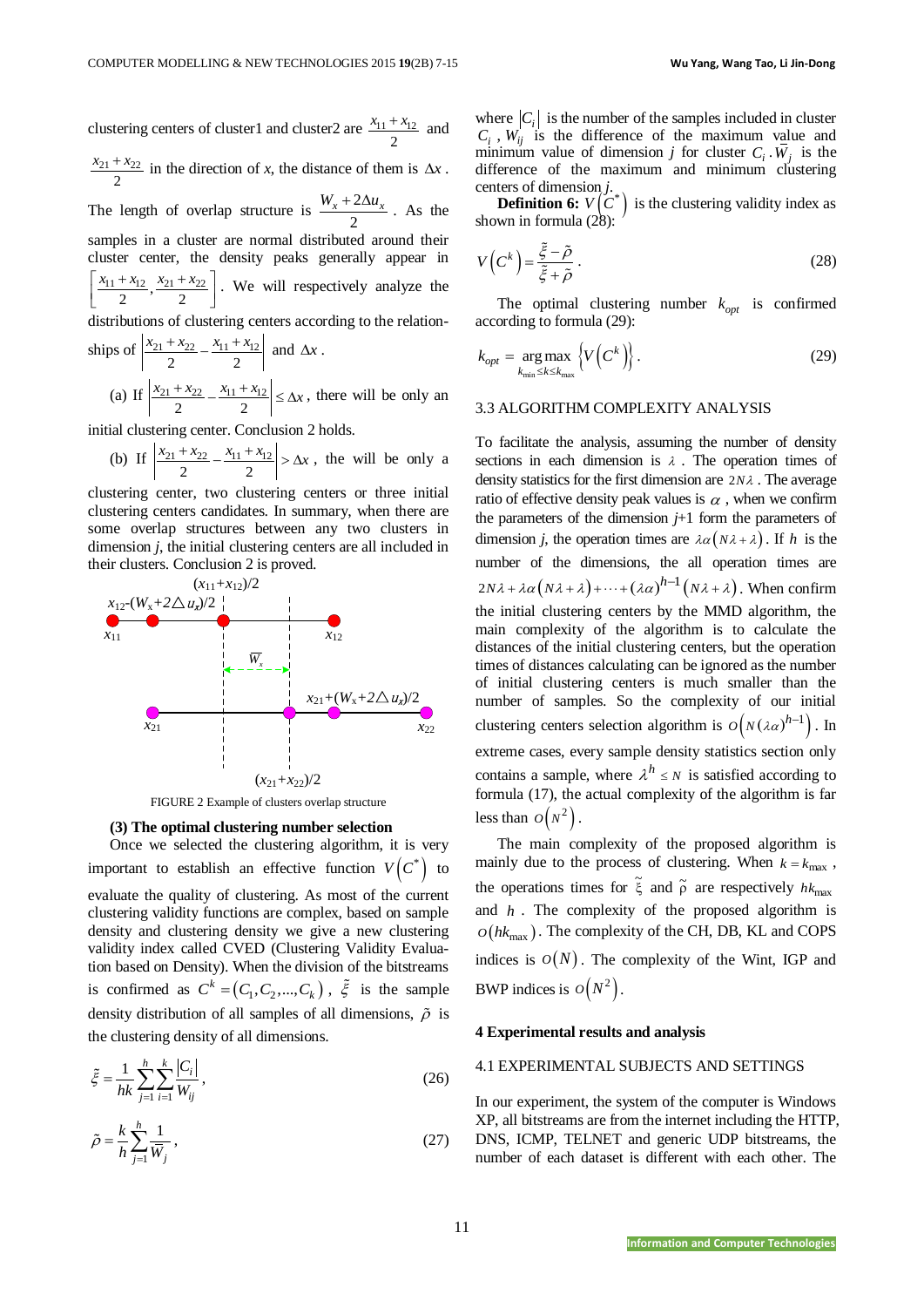clustering centers of cluster1 and cluster2 are $\frac{x_{11}+x_{12}}{2}$ and $\frac{x_{21}+x_{22}}{2}$ in the direction of *x*, the distance of them is $\Delta x$. The length of overlap structure is $\frac{W_x+2\Delta u_x}{2}$. As the samples in a cluster are normal distributed around their cluster center, the density peaks generally appear in $\left[\frac{x_{11}+x_{12}}{2},\frac{x_{21}+x_{22}}{2}\right]$. We will respectively analyze the distributions of clustering centers according to the relationships of $\left|\frac{x_{21}+x_{22}}{2}-\frac{x_{11}+x_{12}}{2}\right|$ and $\Delta x$.

(a) If $\left|\frac{x_{21}+x_{22}}{2}-\frac{x_{11}+x_{12}}{2}\right|\le\Delta x$, there will be only an initial clustering center. Conclusion 2 holds.

(b) If $\left|\frac{x_{21}+x_{22}}{2}-\frac{x_{11}+x_{12}}{2}\right|>\Delta x$, the will be only a clustering center, two clustering centers or three initial clustering centers candidates. In summary, when there are some overlap structures between any two clusters in dimension *j*, the initial clustering centers are all included in their clusters. Conclusion 2 is proved.

FIGURE 2 Example of clusters overlap structure

**(3) The optimal clustering number selection**

Once we selected the clustering algorithm, it is very important to establish an effective function $V\left(C^*\right)$ to evaluate the quality of clustering. As most of the current clustering validity functions are complex, based on sample density and clustering density we give a new clustering validity index called CVED (Clustering Validity Evaluation based on Density). When the division of the bitstreams is confirmed as $C^k=\left(C_1,C_2,...,C_k\right)$, $\tilde{\xi}$ is the sample density distribution of all samples of all dimensions, $\tilde{\rho}$ is the clustering density of all dimensions.

$$\tilde{\xi}=\frac{1}{hk}\sum_{j=1}^{h}\sum_{i=1}^{k}\frac{|C_i|}{W_{ij}},\tag{26}$$

$$\tilde{\rho}=\frac{k}{h}\sum_{j=1}^{h}\frac{1}{\overline{W}_j},\tag{27}$$

where $|C_i|$ is the number of the samples included in cluster $C_i$, $W_{ij}$ is the difference of the maximum value and minimum value of dimension *j* for cluster $C_i$. $\overline{W}_j$ is the difference of the maximum and minimum clustering centers of dimension *j*.

**Definition 6:** $V\left(C^*\right)$ is the clustering validity index as shown in formula (28):

$$V\left(C^k\right)=\frac{\tilde{\xi}-\tilde{\rho}}{\tilde{\xi}+\tilde{\rho}}.\tag{28}$$

The optimal clustering number $k_{opt}$ is confirmed according to formula (29):

$$k_{opt}=\underset{k_{\min}\le k\le k_{\max}}{\arg\max}\left\{V\left(C^k\right)\right\}.\tag{29}$$

### 3.3 ALGORITHM COMPLEXITY ANALYSIS

To facilitate the analysis, assuming the number of density sections in each dimension is $\lambda$. The operation times of density statistics for the first dimension are $2N\lambda$. The average ratio of effective density peak values is $\alpha$, when we confirm the parameters of the dimension *j*+1 form the parameters of dimension *j*, the operation times are $\lambda\alpha\left(N\lambda+\lambda\right)$. If *h* is the number of the dimensions, the all operation times are $2N\lambda+\lambda\alpha\left(N\lambda+\lambda\right)+\cdots+\left(\lambda\alpha\right)^{h-1}\left(N\lambda+\lambda\right)$. When confirm the initial clustering centers by the MMD algorithm, the main complexity of the algorithm is to calculate the distances of the initial clustering centers, but the operation times of distances calculating can be ignored as the number of initial clustering centers is much smaller than the number of samples. So the complexity of our initial clustering centers selection algorithm is $O\left(N\left(\lambda\alpha\right)^{h-1}\right)$. In extreme cases, every sample density statistics section only contains a sample, where $\lambda^h\le N$ is satisfied according to formula (17), the actual complexity of the algorithm is far less than $O\left(N^2\right)$.

The main complexity of the proposed algorithm is mainly due to the process of clustering. When $k=k_{\max}$, the operations times for $\tilde{\xi}$ and $\tilde{\rho}$ are respectively $hk_{\max}$ and $h$. The complexity of the proposed algorithm is $O\left(hk_{\max}\right)$. The complexity of the CH, DB, KL and COPS indices is $O\left(N\right)$. The complexity of the Wint, IGP and BWP indices is $O\left(N^2\right)$.

## 4 Experimental results and analysis

### 4.1 EXPERIMENTAL SUBJECTS AND SETTINGS

In our experiment, the system of the computer is Windows XP, all bitstreams are from the internet including the HTTP, DNS, ICMP, TELNET and generic UDP bitstreams, the number of each dataset is different with each other. The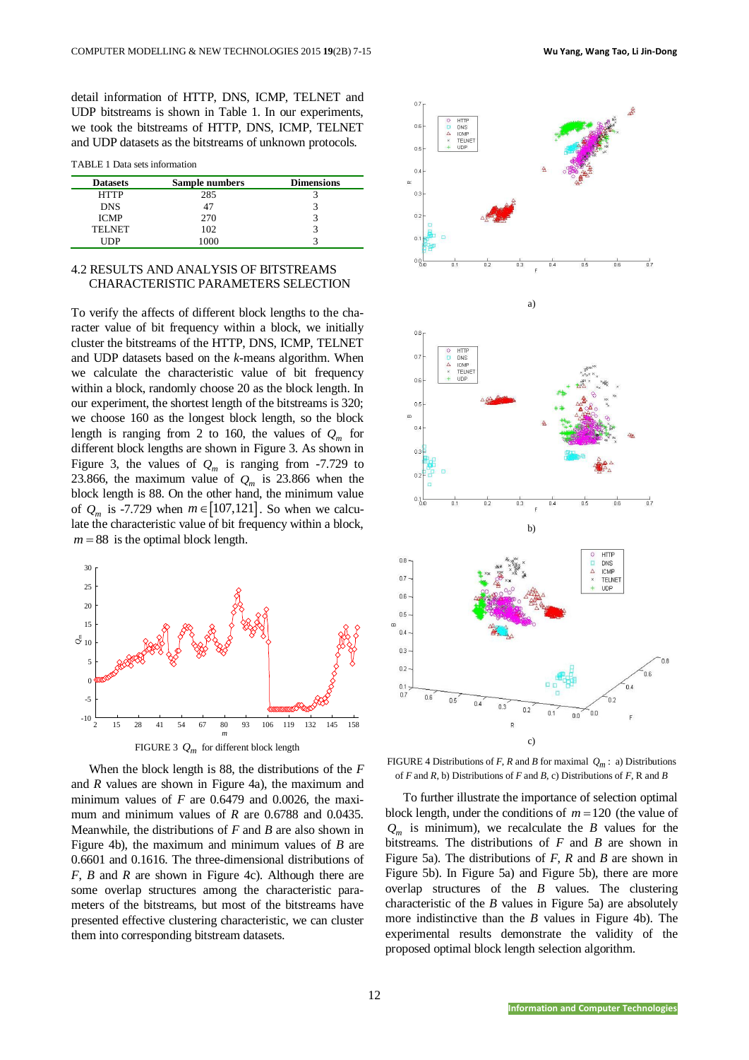detail information of HTTP, DNS, ICMP, TELNET and UDP bitstreams is shown in Table 1. In our experiments, we took the bitstreams of HTTP, DNS, ICMP, TELNET and UDP datasets as the bitstreams of unknown protocols.

TABLE 1 Data sets information

| Datasets | Sample numbers | Dimensions |
|---|---|---|
| HTTP | 285 | 3 |
| DNS | 47 | 3 |
| ICMP | 270 | 3 |
| TELNET | 102 | 3 |
| UDP | 1000 | 3 |

## 4.2 RESULTS AND ANALYSIS OF BITSTREAMS CHARACTERISTIC PARAMETERS SELECTION

To verify the affects of different block lengths to the character value of bit frequency within a block, we initially cluster the bitstreams of the HTTP, DNS, ICMP, TELNET and UDP datasets based on the *k*-means algorithm. When we calculate the characteristic value of bit frequency within a block, randomly choose 20 as the block length. In our experiment, the shortest length of the bitstreams is 320; we choose 160 as the longest block length, so the block length is ranging from 2 to 160, the values of $Q_m$ for different block lengths are shown in Figure 3. As shown in Figure 3, the values of $Q_m$ is ranging from -7.729 to 23.866, the maximum value of $Q_m$ is 23.866 when the block length is 88. On the other hand, the minimum value of $Q_m$ is -7.729 when $m \in [107,121]$. So when we calculate the characteristic value of bit frequency within a block, $m = 88$ is the optimal block length.

FIGURE 3 $Q_m$ for different block length

When the block length is 88, the distributions of the *F* and *R* values are shown in Figure 4a), the maximum and minimum values of *F* are 0.6479 and 0.0026, the maximum and minimum values of *R* are 0.6788 and 0.0435. Meanwhile, the distributions of *F* and *B* are also shown in Figure 4b), the maximum and minimum values of *B* are 0.6601 and 0.1616. The three-dimensional distributions of *F*, *B* and *R* are shown in Figure 4c). Although there are some overlap structures among the characteristic parameters of the bitstreams, but most of the bitstreams have presented effective clustering characteristic, we can cluster them into corresponding bitstream datasets.

FIGURE 4 Distributions of *F*, *R* and *B* for maximal $Q_m$: a) Distributions of *F* and *R*, b) Distributions of *F* and *B*, c) Distributions of *F*, *R* and *B*

To further illustrate the importance of selection optimal block length, under the conditions of $m = 120$ (the value of $Q_m$ is minimum), we recalculate the *B* values for the bitstreams. The distributions of *F* and *B* are shown in Figure 5a). The distributions of *F*, *R* and *B* are shown in Figure 5b). In Figure 5a) and Figure 5b), there are more overlap structures of the *B* values. The clustering characteristic of the *B* values in Figure 5a) are absolutely more indistinctive than the *B* values in Figure 4b). The experimental results demonstrate the validity of the proposed optimal block length selection algorithm.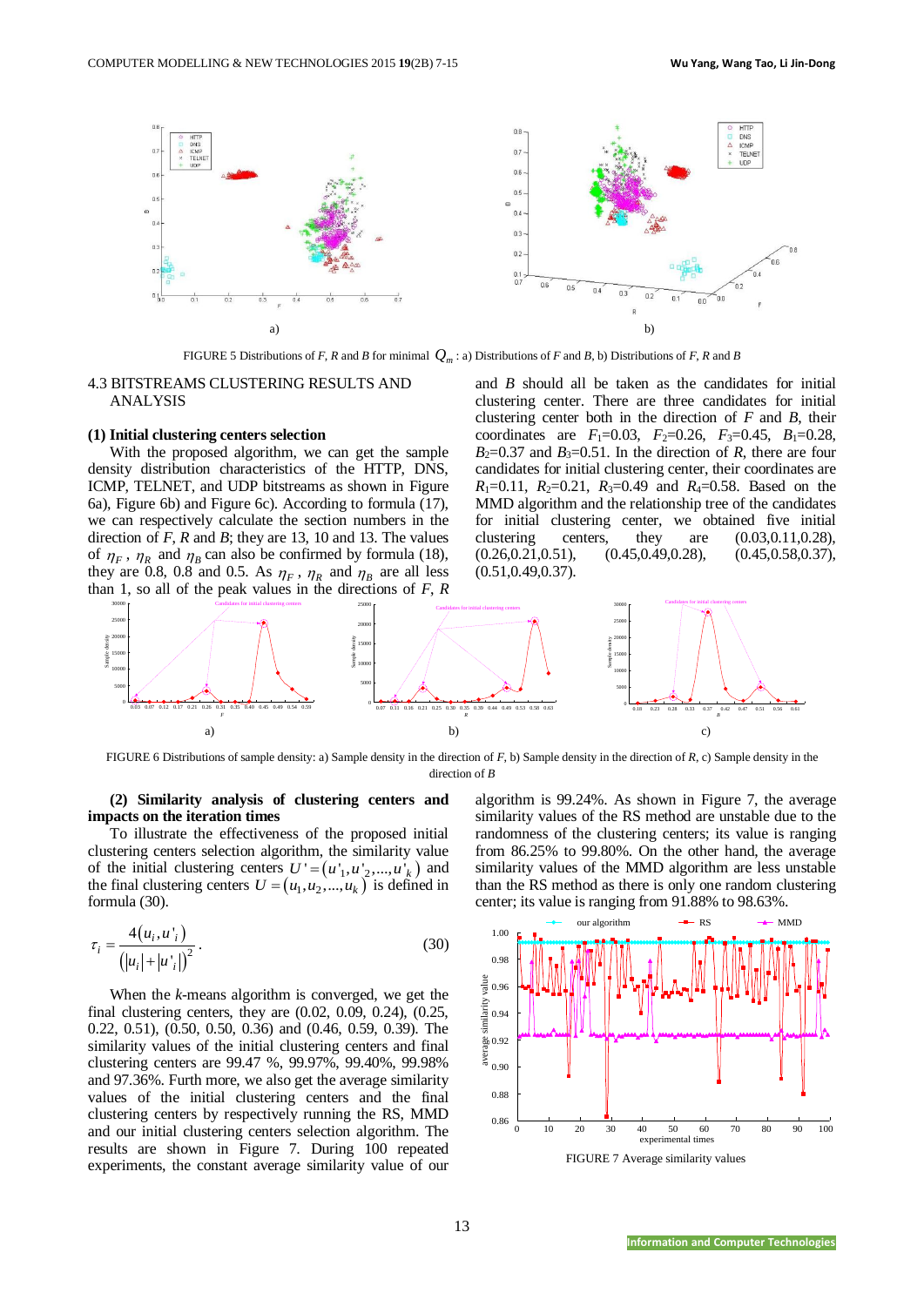FIGURE 5 Distributions of *F*, *R* and *B* for minimal $Q_m$ : a) Distributions of *F* and *B*, b) Distributions of *F*, *R* and *B*

## 4.3 BITSTREAMS CLUSTERING RESULTS AND ANALYSIS

**(1) Initial clustering centers selection**

With the proposed algorithm, we can get the sample density distribution characteristics of the HTTP, DNS, ICMP, TELNET, and UDP bitstreams as shown in Figure 6a), Figure 6b) and Figure 6c). According to formula (17), we can respectively calculate the section numbers in the direction of *F*, *R* and *B*; they are 13, 10 and 13. The values of $\eta_F$, $\eta_R$ and $\eta_B$ can also be confirmed by formula (18), they are 0.8, 0.8 and 0.5. As $\eta_F$, $\eta_R$ and $\eta_B$ are all less than 1, so all of the peak values in the directions of *F*, *R* and *B* should all be taken as the candidates for initial clustering center. There are three candidates for initial clustering center both in the direction of *F* and *B*, their coordinates are $F_1$=0.03, $F_2$=0.26, $F_3$=0.45, $B_1$=0.28, $B_2$=0.37 and $B_3$=0.51. In the direction of *R*, there are four candidates for initial clustering center, their coordinates are $R_1$=0.11, $R_2$=0.21, $R_3$=0.49 and $R_4$=0.58. Based on the MMD algorithm and the relationship tree of the candidates for initial clustering center, we obtained five initial clustering centers, they are (0.03,0.11,0.28), (0.26,0.21,0.51), (0.45,0.49,0.28), (0.45,0.58,0.37), (0.51,0.49,0.37).

FIGURE 6 Distributions of sample density: a) Sample density in the direction of *F*, b) Sample density in the direction of *R*, c) Sample density in the direction of *B*

**(2) Similarity analysis of clustering centers and impacts on the iteration times**

To illustrate the effectiveness of the proposed initial clustering centers selection algorithm, the similarity value of the initial clustering centers $U'=(u'_1,u'_2,...,u'_k)$ and the final clustering centers $U=(u_1,u_2,...,u_k)$ is defined in formula (30).

$$\tau_i = \frac{4(u_i,u'_i)}{(|u_i|+|u'_i|)^2}. \tag{30}$$

When the *k*-means algorithm is converged, we get the final clustering centers, they are (0.02, 0.09, 0.24), (0.25, 0.22, 0.51), (0.50, 0.50, 0.36) and (0.46, 0.59, 0.39). The similarity values of the initial clustering centers and final clustering centers are 99.47 %, 99.97%, 99.40%, 99.98% and 97.36%. Furth more, we also get the average similarity values of the initial clustering centers and the final clustering centers by respectively running the RS, MMD and our initial clustering centers selection algorithm. The results are shown in Figure 7. During 100 repeated experiments, the constant average similarity value of our algorithm is 99.24%. As shown in Figure 7, the average similarity values of the RS method are unstable due to the randomness of the clustering centers; its value is ranging from 86.25% to 99.80%. On the other hand, the average similarity values of the MMD algorithm are less unstable than the RS method as there is only one random clustering center; its value is ranging from 91.88% to 98.63%.

FIGURE 7 Average similarity values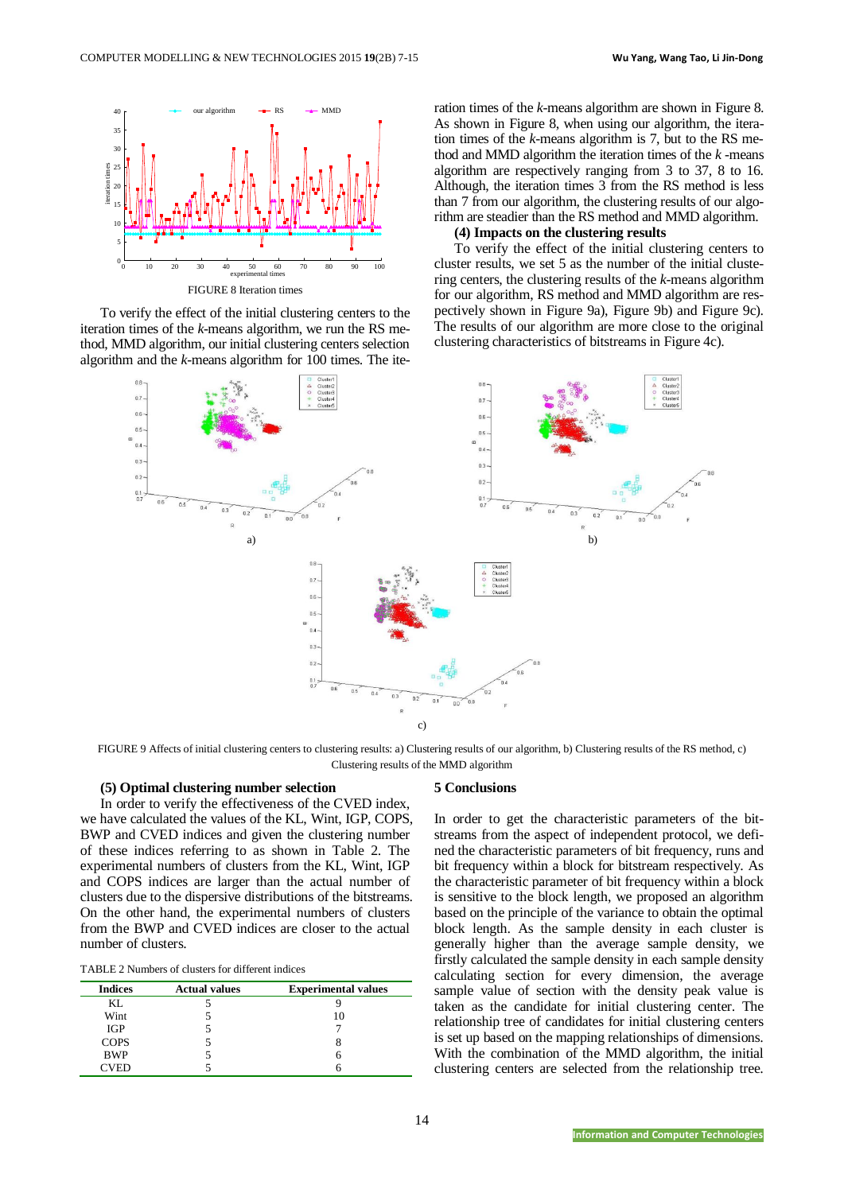FIGURE 8 Iteration times

To verify the effect of the initial clustering centers to the iteration times of the *k*-means algorithm, we run the RS method, MMD algorithm, our initial clustering centers selection algorithm and the *k*-means algorithm for 100 times. The iteration times of the *k*-means algorithm are shown in Figure 8. As shown in Figure 8, when using our algorithm, the iteration times of the *k*-means algorithm is 7, but to the RS method and MMD algorithm the iteration times of the *k* -means algorithm are respectively ranging from 3 to 37, 8 to 16. Although, the iteration times 3 from the RS method is less than 7 from our algorithm, the clustering results of our algorithm are steadier than the RS method and MMD algorithm.

**(4) Impacts on the clustering results**

To verify the effect of the initial clustering centers to cluster results, we set 5 as the number of the initial clustering centers, the clustering results of the *k*-means algorithm for our algorithm, RS method and MMD algorithm are respectively shown in Figure 9a), Figure 9b) and Figure 9c). The results of our algorithm are more close to the original clustering characteristics of bitstreams in Figure 4c).

FIGURE 9 Affects of initial clustering centers to clustering results: a) Clustering results of our algorithm, b) Clustering results of the RS method, c) Clustering results of the MMD algorithm

**(5) Optimal clustering number selection**

In order to verify the effectiveness of the CVED index, we have calculated the values of the KL, Wint, IGP, COPS, BWP and CVED indices and given the clustering number of these indices referring to as shown in Table 2. The experimental numbers of clusters from the KL, Wint, IGP and COPS indices are larger than the actual number of clusters due to the dispersive distributions of the bitstreams. On the other hand, the experimental numbers of clusters from the BWP and CVED indices are closer to the actual number of clusters.

TABLE 2 Numbers of clusters for different indices

| Indices | Actual values | Experimental values |
|---|---|---|
| KL | 5 | 9 |
| Wint | 5 | 10 |
| IGP | 5 | 7 |
| COPS | 5 | 8 |
| BWP | 5 | 6 |
| CVED | 5 | 6 |

## 5 Conclusions

In order to get the characteristic parameters of the bitstreams from the aspect of independent protocol, we defined the characteristic parameters of bit frequency, runs and bit frequency within a block for bitstream respectively. As the characteristic parameter of bit frequency within a block is sensitive to the block length, we proposed an algorithm based on the principle of the variance to obtain the optimal block length. As the sample density in each cluster is generally higher than the average sample density, we firstly calculated the sample density in each sample density calculating section for every dimension, the average sample value of section with the density peak value is taken as the candidate for initial clustering center. The relationship tree of candidates for initial clustering centers is set up based on the mapping relationships of dimensions. With the combination of the MMD algorithm, the initial clustering centers are selected from the relationship tree.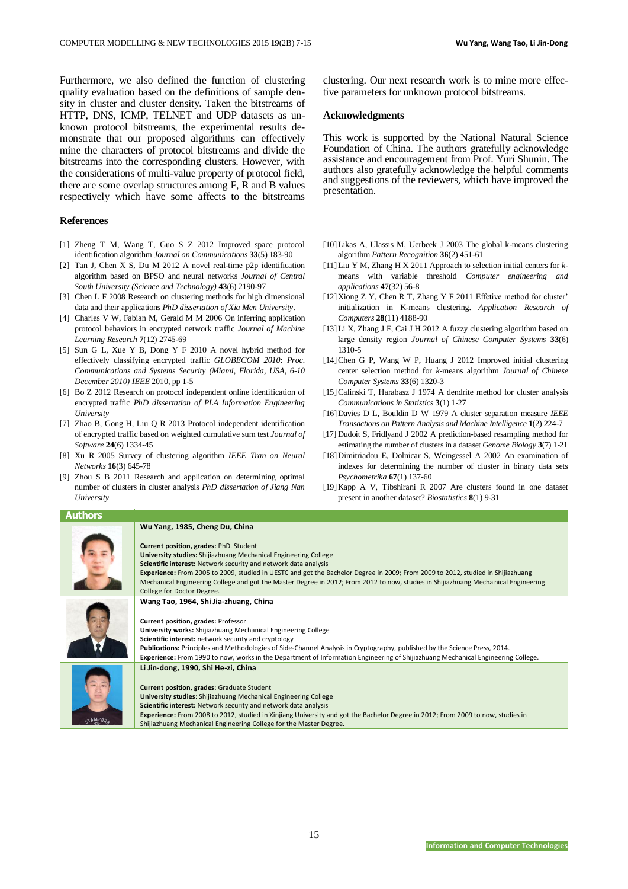Furthermore, we also defined the function of clustering quality evaluation based on the definitions of sample density in cluster and cluster density. Taken the bitstreams of HTTP, DNS, ICMP, TELNET and UDP datasets as unknown protocol bitstreams, the experimental results demonstrate that our proposed algorithms can effectively mine the characters of protocol bitstreams and divide the bitstreams into the corresponding clusters. However, with the considerations of multi-value property of protocol field, there are some overlap structures among F, R and B values respectively which have some affects to the bitstreams clustering. Our next research work is to mine more effective parameters for unknown protocol bitstreams.

## Acknowledgments

This work is supported by the National Natural Science Foundation of China. The authors gratefully acknowledge assistance and encouragement from Prof. Yuri Shunin. The authors also gratefully acknowledge the helpful comments and suggestions of the reviewers, which have improved the presentation.

## References

[1] Zheng T M, Wang T, Guo S Z 2012 Improved space protocol identification algorithm *Journal on Communications* **33**(5) 183-90

[2] Tan J, Chen X S, Du M 2012 A novel real-time p2p identification algorithm based on BPSO and neural networks *Journal of Central South University (Science and Technology)* **43**(6) 2190-97

[3] Chen L F 2008 Research on clustering methods for high dimensional data and their applications *PhD dissertation of Xia Men University*.

[4] Charles V W, Fabian M, Gerald M M 2006 On inferring application protocol behaviors in encrypted network traffic *Journal of Machine Learning Research* **7**(12) 2745-69

[5] Sun G L, Xue Y B, Dong Y F 2010 A novel hybrid method for effectively classifying encrypted traffic *GLOBECOM 2010*: *Proc. Communications and Systems Security (Miami, Florida, USA, 6-10 December 2010) IEEE* 2010, pp 1-5

[6] Bo Z 2012 Research on protocol independent online identification of encrypted traffic *PhD dissertation of PLA Information Engineering University*

[7] Zhao B, Gong H, Liu Q R 2013 Protocol independent identification of encrypted traffic based on weighted cumulative sum test *Journal of Software* **24**(6) 1334-45

[8] Xu R 2005 Survey of clustering algorithm *IEEE Tran on Neural Networks* **16**(3) 645-78

[9] Zhou S B 2011 Research and application on determining optimal number of clusters in cluster analysis *PhD dissertation of Jiang Nan University*

[10] Likas A, Ulassis M, Uerbeek J 2003 The global k-means clustering algorithm *Pattern Recognition* **36**(2) 451-61

[11] Liu Y M, Zhang H X 2011 Approach to selection initial centers for *k*-means with variable threshold *Computer engineering and applications* **47**(32) 56-8

[12] Xiong Z Y, Chen R T, Zhang Y F 2011 Effctive method for cluster' initialization in K-means clustering. *Application Research of Computers* **28**(11) 4188-90

[13] Li X, Zhang J F, Cai J H 2012 A fuzzy clustering algorithm based on large density region *Journal of Chinese Computer Systems* **33**(6) 1310-5

[14] Chen G P, Wang W P, Huang J 2012 Improved initial clustering center selection method for *k*-means algorithm *Journal of Chinese Computer Systems* **33**(6) 1320-3

[15] Calinski T, Harabasz J 1974 A dendrite method for cluster analysis *Communications in Statistics* **3**(1) 1-27

[16] Davies D L, Bouldin D W 1979 A cluster separation measure *IEEE Transactions on Pattern Analysis and Machine Intelligence* **1**(2) 224-7

[17] Dudoit S, Fridlyand J 2002 A prediction-based resampling method for estimating the number of clusters in a dataset *Genome Biology* **3**(7) 1-21

[18] Dimitriadou E, Dolnicar S, Weingessel A 2002 An examination of indexes for determining the number of cluster in binary data sets *Psychometrika* **67**(1) 137-60

[19] Kapp A V, Tibshirani R 2007 Are clusters found in one dataset present in another dataset? *Biostatistics* **8**(1) 9-31

## Authors

**Wu Yang, 1985, Cheng Du, China**

**Current position, grades:** PhD. Student
**University studies:** Shijiazhuang Mechanical Engineering College
**Scientific interest:** Network security and network data analysis
**Experience:** From 2005 to 2009, studied in UESTC and got the Bachelor Degree in 2009; From 2009 to 2012, studied in Shijiazhuang Mechanical Engineering College and got the Master Degree in 2012; From 2012 to now, studies in Shijiazhuang Mecha nical Engineering College for Doctor Degree.

**Wang Tao, 1964, Shi Jia-zhuang, China**

**Current position, grades:** Professor
**University works:** Shijiazhuang Mechanical Engineering College
**Scientific interest:** network security and cryptology
**Publications:** Principles and Methodologies of Side-Channel Analysis in Cryptography, published by the Science Press, 2014.
**Experience:** From 1990 to now, works in the Department of Information Engineering of Shijiazhuang Mechanical Engineering College.

**Li Jin-dong, 1990, Shi He-zi, China**

**Current position, grades:** Graduate Student
**University studies:** Shijiazhuang Mechanical Engineering College
**Scientific interest:** Network security and network data analysis
**Experience:** From 2008 to 2012, studied in Xinjiang University and got the Bachelor Degree in 2012; From 2009 to now, studies in Shijiazhuang Mechanical Engineering College for the Master Degree.